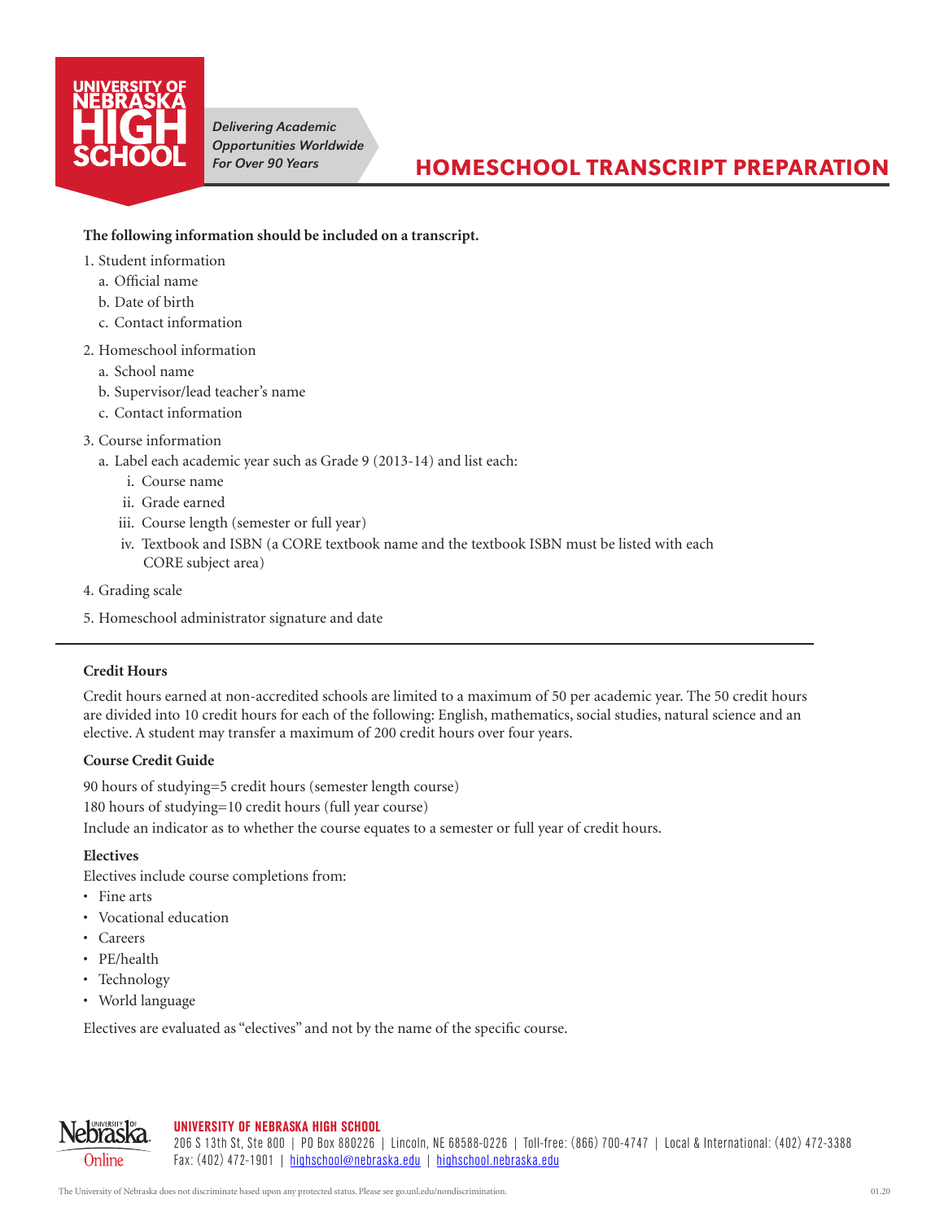UNIVERSITY OF NEBRASKA HIGH SCHOOL

*Delivering Academic Opportunities Worldwide For Over 90 Years*

# HOMESCHOOL TRANSCRIPT PREPARATION

**The following information should be included on a transcript.**

1. Student information
   a. Official name
   b. Date of birth
   c. Contact information
2. Homeschool information
   a. School name
   b. Supervisor/lead teacher's name
   c. Contact information
3. Course information
   a. Label each academic year such as Grade 9 (2013-14) and list each:
      i. Course name
      ii. Grade earned
      iii. Course length (semester or full year)
      iv. Textbook and ISBN (a CORE textbook name and the textbook ISBN must be listed with each CORE subject area)
4. Grading scale
5. Homeschool administrator signature and date

---

**Credit Hours**

Credit hours earned at non-accredited schools are limited to a maximum of 50 per academic year. The 50 credit hours are divided into 10 credit hours for each of the following: English, mathematics, social studies, natural science and an elective. A student may transfer a maximum of 200 credit hours over four years.

**Course Credit Guide**

90 hours of studying=5 credit hours (semester length course)
180 hours of studying=10 credit hours (full year course)
Include an indicator as to whether the course equates to a semester or full year of credit hours.

**Electives**

Electives include course completions from:

- Fine arts
- Vocational education
- Careers
- PE/health
- Technology
- World language

Electives are evaluated as "electives" and not by the name of the specific course.

**UNIVERSITY OF NEBRASKA HIGH SCHOOL**
206 S 13th St, Ste 800 | PO Box 880226 | Lincoln, NE 68588-0226 | Toll-free: (866) 700-4747 | Local & International: (402) 472-3388
Fax: (402) 472-1901 | highschool@nebraska.edu | highschool.nebraska.edu

The University of Nebraska does not discriminate based upon any protected status. Please see go.unl.edu/nondiscrimination.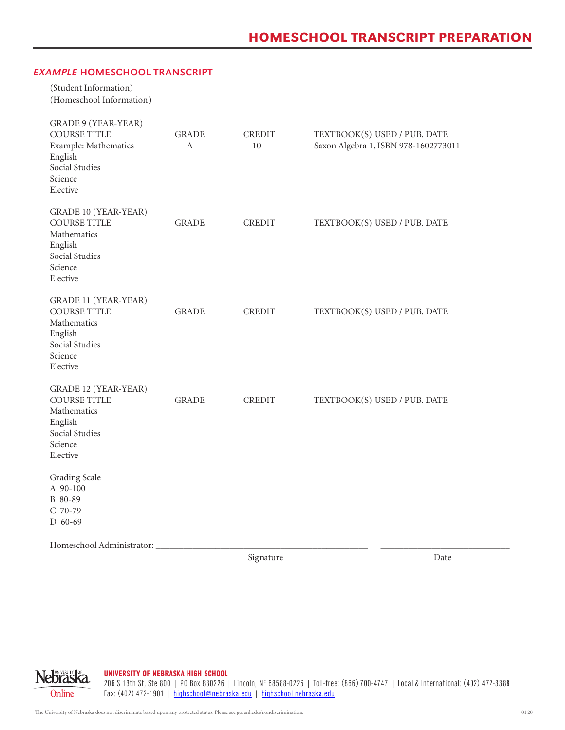## *EXAMPLE* HOMESCHOOL TRANSCRIPT

(Student Information)
(Homeschool Information)

| GRADE 9 (YEAR-YEAR) | | | |
|---|---|---|---|
| COURSE TITLE | GRADE | CREDIT | TEXTBOOK(S) USED / PUB. DATE |
| Example: Mathematics | A | 10 | Saxon Algebra 1, ISBN 978-1602773011 |
| English | | | |
| Social Studies | | | |
| Science | | | |
| Elective | | | |

| GRADE 10 (YEAR-YEAR) | | | |
|---|---|---|---|
| COURSE TITLE | GRADE | CREDIT | TEXTBOOK(S) USED / PUB. DATE |
| Mathematics | | | |
| English | | | |
| Social Studies | | | |
| Science | | | |
| Elective | | | |

| GRADE 11 (YEAR-YEAR) | | | |
|---|---|---|---|
| COURSE TITLE | GRADE | CREDIT | TEXTBOOK(S) USED / PUB. DATE |
| Mathematics | | | |
| English | | | |
| Social Studies | | | |
| Science | | | |
| Elective | | | |

| GRADE 12 (YEAR-YEAR) | | | |
|---|---|---|---|
| COURSE TITLE | GRADE | CREDIT | TEXTBOOK(S) USED / PUB. DATE |
| Mathematics | | | |
| English | | | |
| Social Studies | | | |
| Science | | | |
| Elective | | | |

Grading Scale
A 90-100
B 80-89
C 70-79
D 60-69

Homeschool Administrator: ___________________________________ ______________________

Signature Date

**UNIVERSITY OF NEBRASKA HIGH SCHOOL**
206 S 13th St, Ste 800 | PO Box 880226 | Lincoln, NE 68588-0226 | Toll-free: (866) 700-4747 | Local & International: (402) 472-3388
Fax: (402) 472-1901 | highschool@nebraska.edu | highschool.nebraska.edu

The University of Nebraska does not discriminate based upon any protected status. Please see go.unl.edu/nondiscrimination.